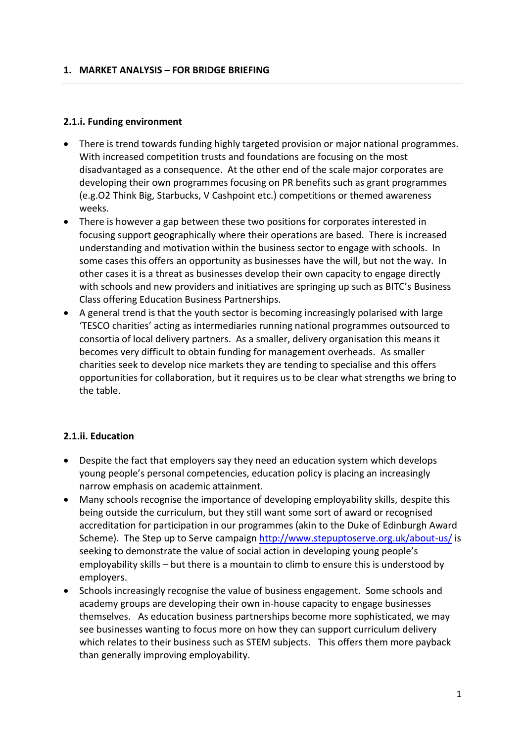## 1. MARKET ANALYSIS – FOR BRIDGE BRIEFING

---

### 2.1.i. Funding environment

- There is trend towards funding highly targeted provision or major national programmes. With increased competition trusts and foundations are focusing on the most disadvantaged as a consequence. At the other end of the scale major corporates are developing their own programmes focusing on PR benefits such as grant programmes (e.g.O2 Think Big, Starbucks, V Cashpoint etc.) competitions or themed awareness weeks.
- There is however a gap between these two positions for corporates interested in focusing support geographically where their operations are based. There is increased understanding and motivation within the business sector to engage with schools. In some cases this offers an opportunity as businesses have the will, but not the way. In other cases it is a threat as businesses develop their own capacity to engage directly with schools and new providers and initiatives are springing up such as BITC's Business Class offering Education Business Partnerships.
- A general trend is that the youth sector is becoming increasingly polarised with large 'TESCO charities' acting as intermediaries running national programmes outsourced to consortia of local delivery partners. As a smaller, delivery organisation this means it becomes very difficult to obtain funding for management overheads. As smaller charities seek to develop nice markets they are tending to specialise and this offers opportunities for collaboration, but it requires us to be clear what strengths we bring to the table.

### 2.1.ii. Education

- Despite the fact that employers say they need an education system which develops young people's personal competencies, education policy is placing an increasingly narrow emphasis on academic attainment.
- Many schools recognise the importance of developing employability skills, despite this being outside the curriculum, but they still want some sort of award or recognised accreditation for participation in our programmes (akin to the Duke of Edinburgh Award Scheme). The Step up to Serve campaign http://www.stepuptoserve.org.uk/about-us/ is seeking to demonstrate the value of social action in developing young people's employability skills – but there is a mountain to climb to ensure this is understood by employers.
- Schools increasingly recognise the value of business engagement. Some schools and academy groups are developing their own in-house capacity to engage businesses themselves. As education business partnerships become more sophisticated, we may see businesses wanting to focus more on how they can support curriculum delivery which relates to their business such as STEM subjects. This offers them more payback than generally improving employability.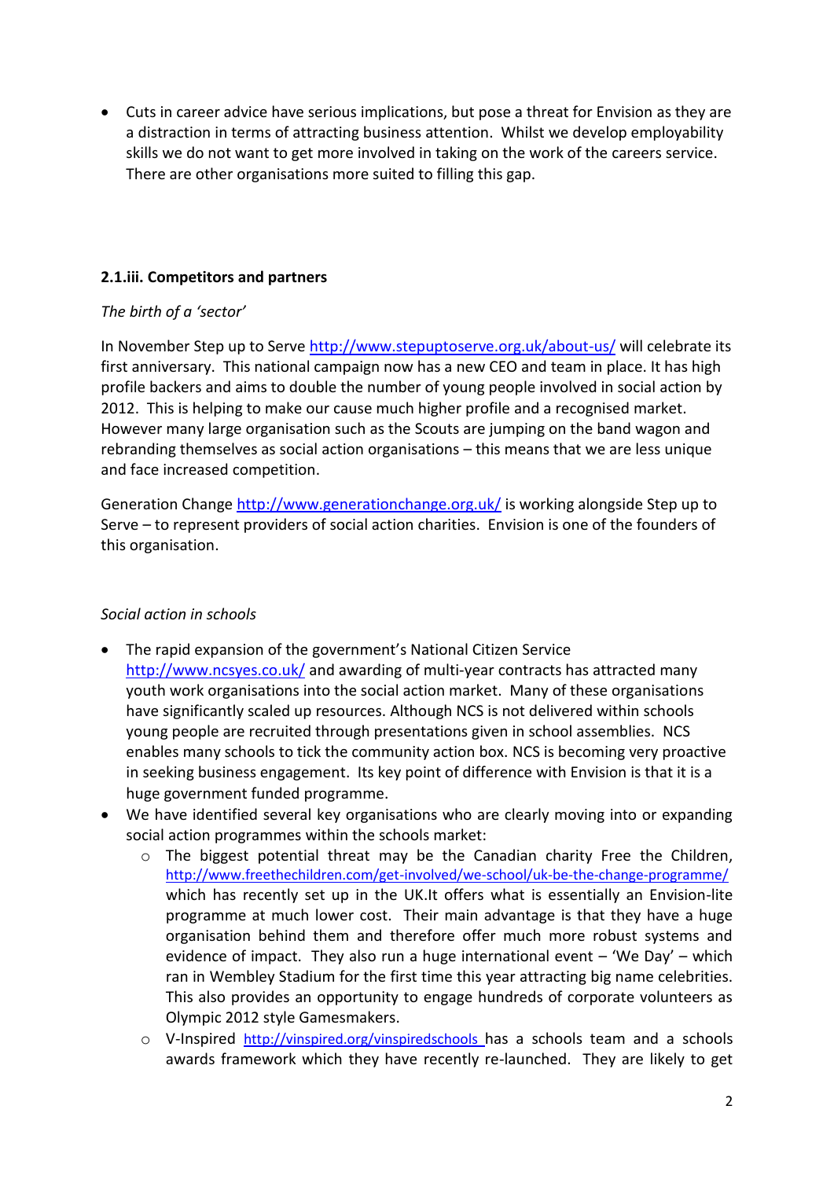- Cuts in career advice have serious implications, but pose a threat for Envision as they are a distraction in terms of attracting business attention. Whilst we develop employability skills we do not want to get more involved in taking on the work of the careers service. There are other organisations more suited to filling this gap.

**2.1.iii. Competitors and partners**

*The birth of a 'sector'*

In November Step up to Serve http://www.stepuptoserve.org.uk/about-us/ will celebrate its first anniversary. This national campaign now has a new CEO and team in place. It has high profile backers and aims to double the number of young people involved in social action by 2012. This is helping to make our cause much higher profile and a recognised market. However many large organisation such as the Scouts are jumping on the band wagon and rebranding themselves as social action organisations – this means that we are less unique and face increased competition.

Generation Change http://www.generationchange.org.uk/ is working alongside Step up to Serve – to represent providers of social action charities. Envision is one of the founders of this organisation.

*Social action in schools*

- The rapid expansion of the government's National Citizen Service http://www.ncsyes.co.uk/ and awarding of multi-year contracts has attracted many youth work organisations into the social action market. Many of these organisations have significantly scaled up resources. Although NCS is not delivered within schools young people are recruited through presentations given in school assemblies. NCS enables many schools to tick the community action box. NCS is becoming very proactive in seeking business engagement. Its key point of difference with Envision is that it is a huge government funded programme.
- We have identified several key organisations who are clearly moving into or expanding social action programmes within the schools market:
  - The biggest potential threat may be the Canadian charity Free the Children, http://www.freethechildren.com/get-involved/we-school/uk-be-the-change-programme/ which has recently set up in the UK.It offers what is essentially an Envision-lite programme at much lower cost. Their main advantage is that they have a huge organisation behind them and therefore offer much more robust systems and evidence of impact. They also run a huge international event – 'We Day' – which ran in Wembley Stadium for the first time this year attracting big name celebrities. This also provides an opportunity to engage hundreds of corporate volunteers as Olympic 2012 style Gamesmakers.
  - V-Inspired http://vinspired.org/vinspiredschools has a schools team and a schools awards framework which they have recently re-launched. They are likely to get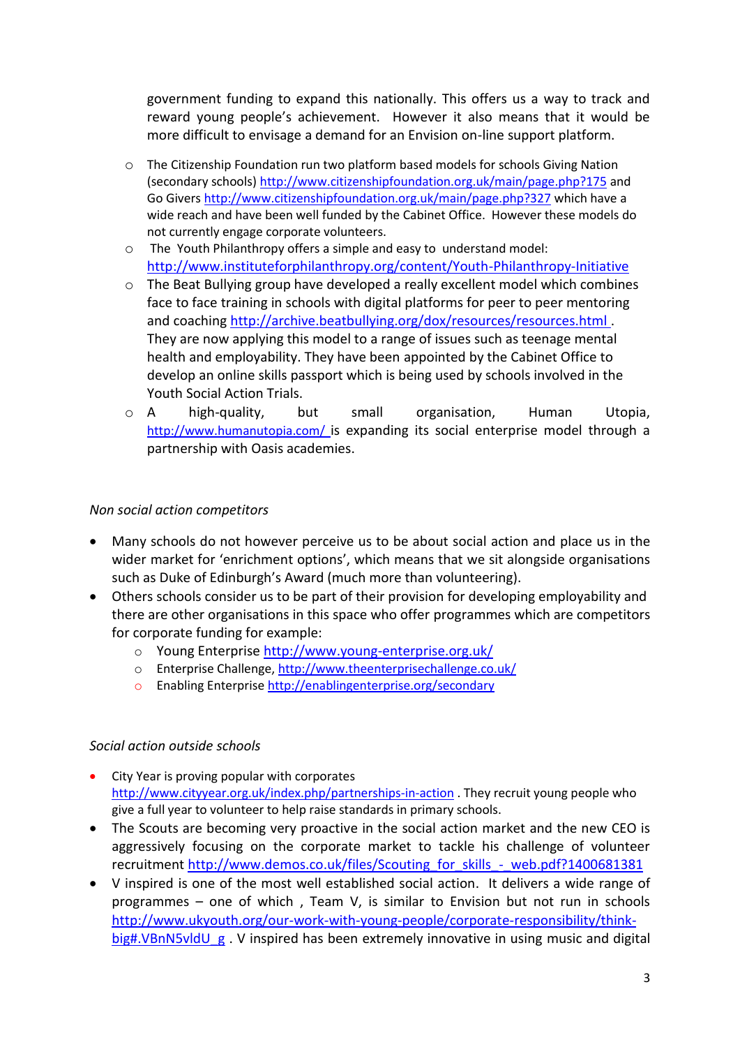government funding to expand this nationally. This offers us a way to track and reward young people's achievement. However it also means that it would be more difficult to envisage a demand for an Envision on-line support platform.

- The Citizenship Foundation run two platform based models for schools Giving Nation (secondary schools) http://www.citizenshipfoundation.org.uk/main/page.php?175 and Go Givers http://www.citizenshipfoundation.org.uk/main/page.php?327 which have a wide reach and have been well funded by the Cabinet Office. However these models do not currently engage corporate volunteers.
- The Youth Philanthropy offers a simple and easy to understand model: http://www.instituteforphilanthropy.org/content/Youth-Philanthropy-Initiative
- The Beat Bullying group have developed a really excellent model which combines face to face training in schools with digital platforms for peer to peer mentoring and coaching http://archive.beatbullying.org/dox/resources/resources.html . They are now applying this model to a range of issues such as teenage mental health and employability. They have been appointed by the Cabinet Office to develop an online skills passport which is being used by schools involved in the Youth Social Action Trials.
- A high-quality, but small organisation, Human Utopia, http://www.humanutopia.com/ is expanding its social enterprise model through a partnership with Oasis academies.

*Non social action competitors*

- Many schools do not however perceive us to be about social action and place us in the wider market for 'enrichment options', which means that we sit alongside organisations such as Duke of Edinburgh's Award (much more than volunteering).
- Others schools consider us to be part of their provision for developing employability and there are other organisations in this space who offer programmes which are competitors for corporate funding for example:
  - Young Enterprise http://www.young-enterprise.org.uk/
  - Enterprise Challenge, http://www.theenterprisechallenge.co.uk/
  - Enabling Enterprise http://enablingenterprise.org/secondary

*Social action outside schools*

- City Year is proving popular with corporates http://www.cityyear.org.uk/index.php/partnerships-in-action . They recruit young people who give a full year to volunteer to help raise standards in primary schools.
- The Scouts are becoming very proactive in the social action market and the new CEO is aggressively focusing on the corporate market to tackle his challenge of volunteer recruitment http://www.demos.co.uk/files/Scouting_for_skills_-_web.pdf?1400681381
- V inspired is one of the most well established social action. It delivers a wide range of programmes – one of which , Team V, is similar to Envision but not run in schools http://www.ukyouth.org/our-work-with-young-people/corporate-responsibility/think-big#.VBnN5vldU_g . V inspired has been extremely innovative in using music and digital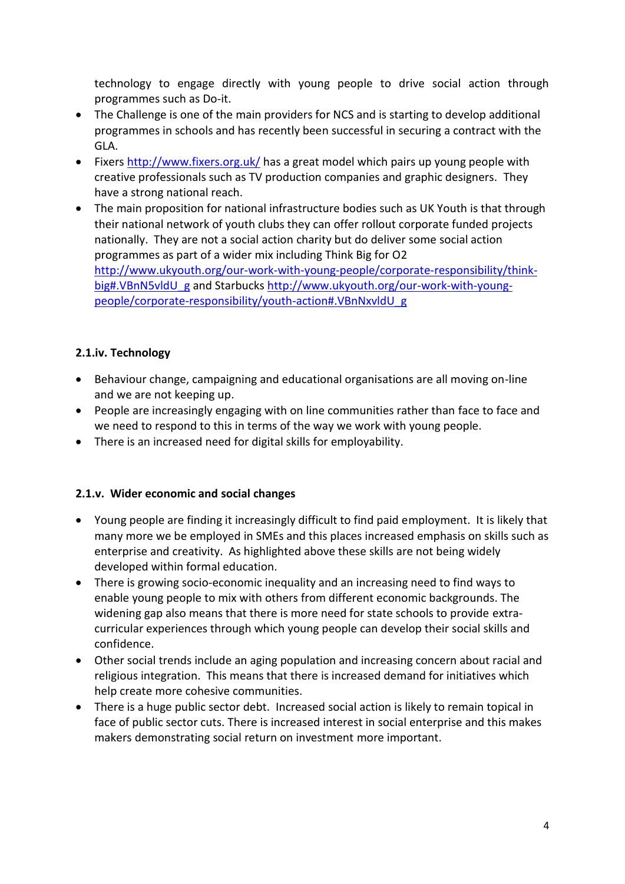technology to engage directly with young people to drive social action through programmes such as Do-it.

- The Challenge is one of the main providers for NCS and is starting to develop additional programmes in schools and has recently been successful in securing a contract with the GLA.
- Fixers http://www.fixers.org.uk/ has a great model which pairs up young people with creative professionals such as TV production companies and graphic designers. They have a strong national reach.
- The main proposition for national infrastructure bodies such as UK Youth is that through their national network of youth clubs they can offer rollout corporate funded projects nationally. They are not a social action charity but do deliver some social action programmes as part of a wider mix including Think Big for O2 http://www.ukyouth.org/our-work-with-young-people/corporate-responsibility/think-big#.VBnN5vldU_g and Starbucks http://www.ukyouth.org/our-work-with-young-people/corporate-responsibility/youth-action#.VBnNxvldU_g

### 2.1.iv. Technology

- Behaviour change, campaigning and educational organisations are all moving on-line and we are not keeping up.
- People are increasingly engaging with on line communities rather than face to face and we need to respond to this in terms of the way we work with young people.
- There is an increased need for digital skills for employability.

### 2.1.v. Wider economic and social changes

- Young people are finding it increasingly difficult to find paid employment. It is likely that many more we be employed in SMEs and this places increased emphasis on skills such as enterprise and creativity. As highlighted above these skills are not being widely developed within formal education.
- There is growing socio-economic inequality and an increasing need to find ways to enable young people to mix with others from different economic backgrounds. The widening gap also means that there is more need for state schools to provide extra-curricular experiences through which young people can develop their social skills and confidence.
- Other social trends include an aging population and increasing concern about racial and religious integration. This means that there is increased demand for initiatives which help create more cohesive communities.
- There is a huge public sector debt. Increased social action is likely to remain topical in face of public sector cuts. There is increased interest in social enterprise and this makes makers demonstrating social return on investment more important.